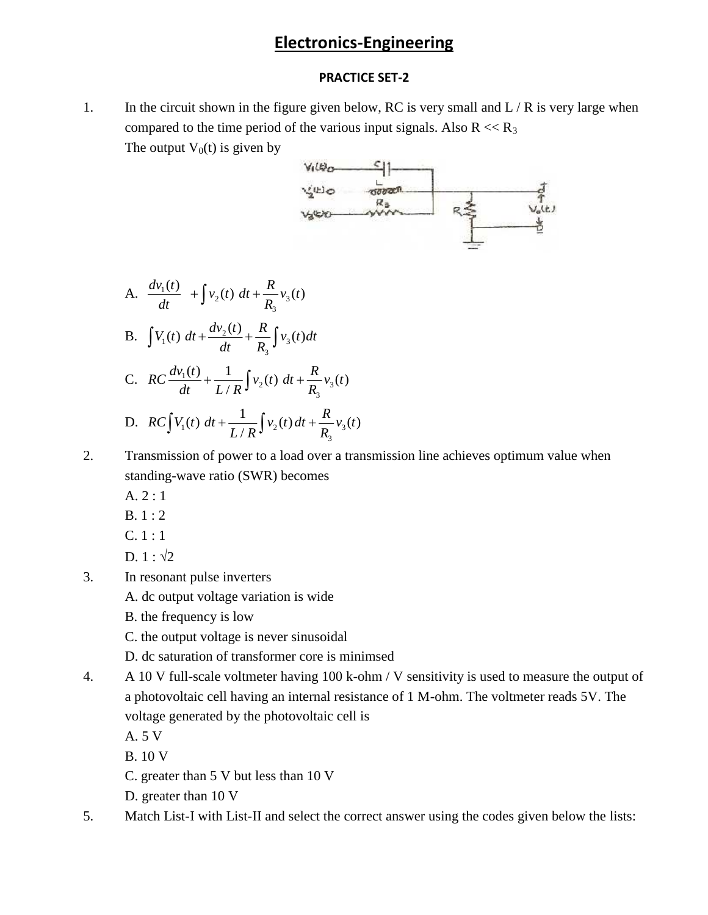# Electronics-Engineering

**PRACTICE SET-2**

1. In the circuit shown in the figure given below, RC is very small and L / R is very large when compared to the time period of the various input signals. Also $R << R_3$

   The output $V_0(t)$ is given by

   A. $\frac{dv_1(t)}{dt} + \int v_2(t)\, dt + \frac{R}{R_3} v_3(t)$

   B. $\int V_1(t)\, dt + \frac{dv_2(t)}{dt} + \frac{R}{R_3} \int v_3(t) dt$

   C. $RC \frac{dv_1(t)}{dt} + \frac{1}{L/R} \int v_2(t)\, dt + \frac{R}{R_3} v_3(t)$

   D. $RC \int V_1(t)\, dt + \frac{1}{L/R} \int v_2(t) dt + \frac{R}{R_3} v_3(t)$

2. Transmission of power to a load over a transmission line achieves optimum value when standing-wave ratio (SWR) becomes

   A. 2 : 1

   B. 1 : 2

   C. 1 : 1

   D. 1 : √2

3. In resonant pulse inverters

   A. dc output voltage variation is wide

   B. the frequency is low

   C. the output voltage is never sinusoidal

   D. dc saturation of transformer core is minimsed

4. A 10 V full-scale voltmeter having 100 k-ohm / V sensitivity is used to measure the output of a photovoltaic cell having an internal resistance of 1 M-ohm. The voltmeter reads 5V. The voltage generated by the photovoltaic cell is

   A. 5 V

   B. 10 V

   C. greater than 5 V but less than 10 V

   D. greater than 10 V

5. Match List-I with List-II and select the correct answer using the codes given below the lists: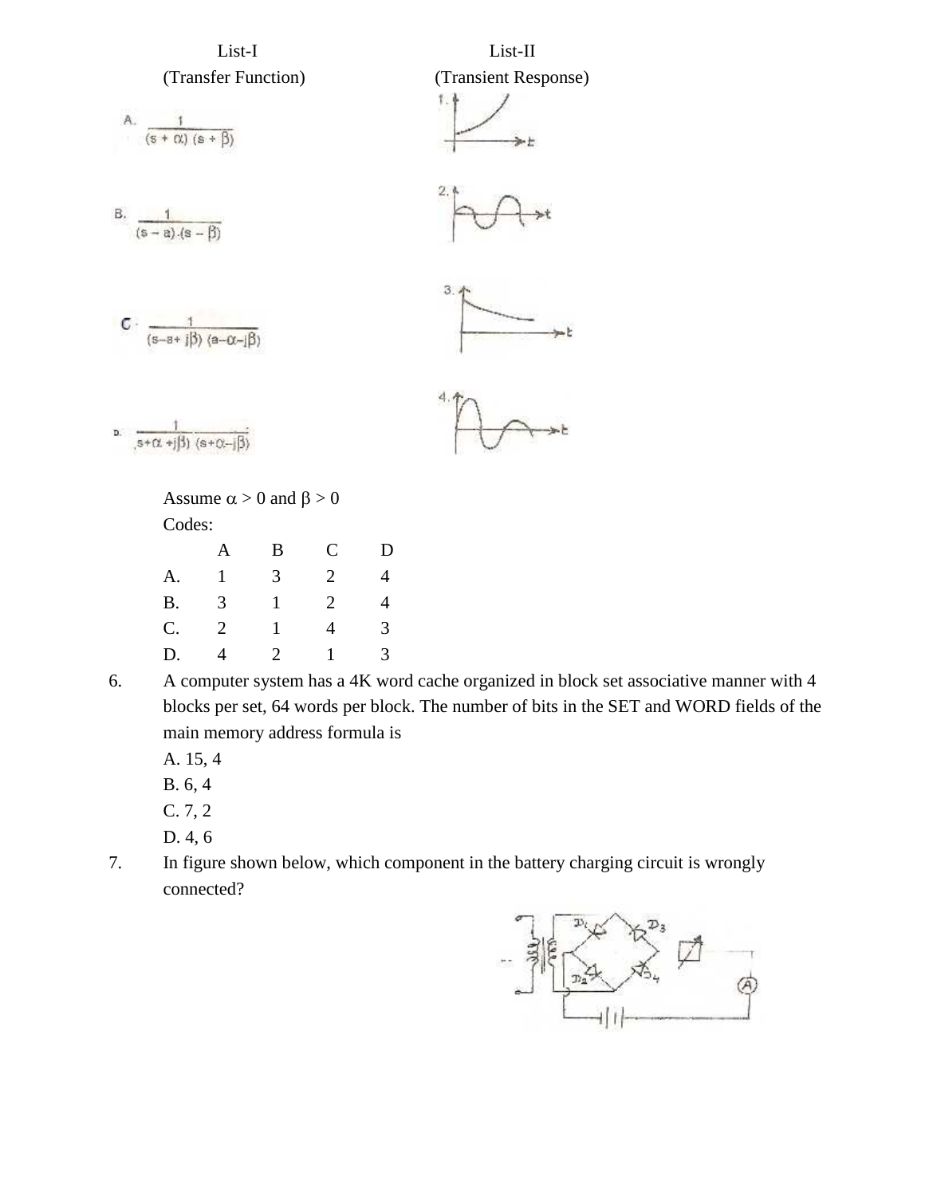| List-I (Transfer Function) | List-II (Transient Response) |
|---|---|
| A. $\frac{1}{(s+\alpha)(s+\beta)}$ | 1. |
| B. $\frac{1}{(s-a)(s-\beta)}$ | 2. |
| C. $\frac{1}{(s-a+j\beta)(s-\alpha-j\beta)}$ | 3. |
| D. $\frac{1}{(s+\alpha+j\beta)(s+\alpha-j\beta)}$ | 4. |

Assume $\alpha > 0$ and $\beta > 0$

Codes:

| | A | B | C | D |
|---|---|---|---|---|
| A. | 1 | 3 | 2 | 4 |
| B. | 3 | 1 | 2 | 4 |
| C. | 2 | 1 | 4 | 3 |
| D. | 4 | 2 | 1 | 3 |

6. A computer system has a 4K word cache organized in block set associative manner with 4 blocks per set, 64 words per block. The number of bits in the SET and WORD fields of the main memory address formula is

   A. 15, 4

   B. 6, 4

   C. 7, 2

   D. 4, 6

7. In figure shown below, which component in the battery charging circuit is wrongly connected?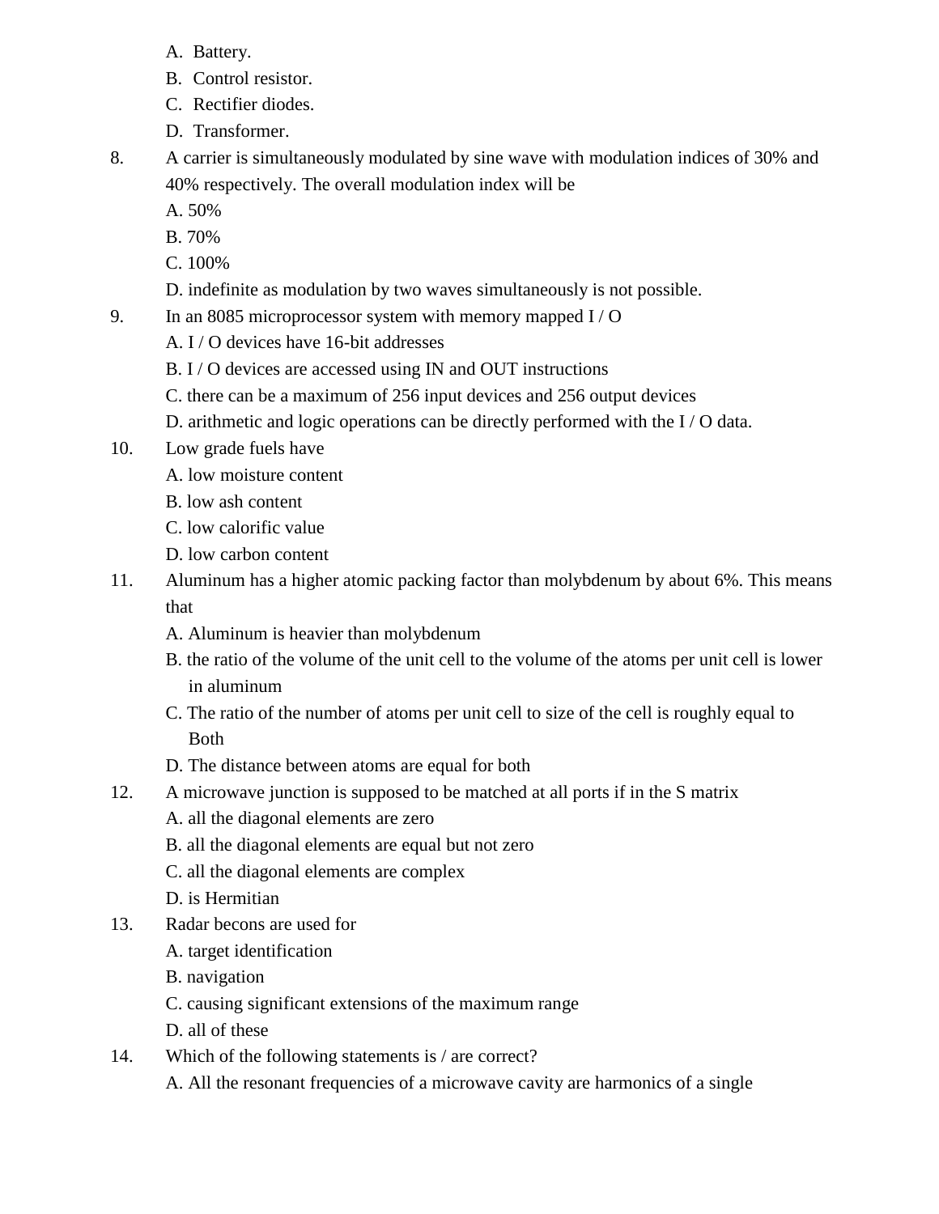A. Battery.
B. Control resistor.
C. Rectifier diodes.
D. Transformer.

8. A carrier is simultaneously modulated by sine wave with modulation indices of 30% and 40% respectively. The overall modulation index will be
A. 50%
B. 70%
C. 100%
D. indefinite as modulation by two waves simultaneously is not possible.

9. In an 8085 microprocessor system with memory mapped I / O
A. I / O devices have 16-bit addresses
B. I / O devices are accessed using IN and OUT instructions
C. there can be a maximum of 256 input devices and 256 output devices
D. arithmetic and logic operations can be directly performed with the I / O data.

10. Low grade fuels have
A. low moisture content
B. low ash content
C. low calorific value
D. low carbon content

11. Aluminum has a higher atomic packing factor than molybdenum by about 6%. This means that
A. Aluminum is heavier than molybdenum
B. the ratio of the volume of the unit cell to the volume of the atoms per unit cell is lower in aluminum
C. The ratio of the number of atoms per unit cell to size of the cell is roughly equal to Both
D. The distance between atoms are equal for both

12. A microwave junction is supposed to be matched at all ports if in the S matrix
A. all the diagonal elements are zero
B. all the diagonal elements are equal but not zero
C. all the diagonal elements are complex
D. is Hermitian

13. Radar becons are used for
A. target identification
B. navigation
C. causing significant extensions of the maximum range
D. all of these

14. Which of the following statements is / are correct?
A. All the resonant frequencies of a microwave cavity are harmonics of a single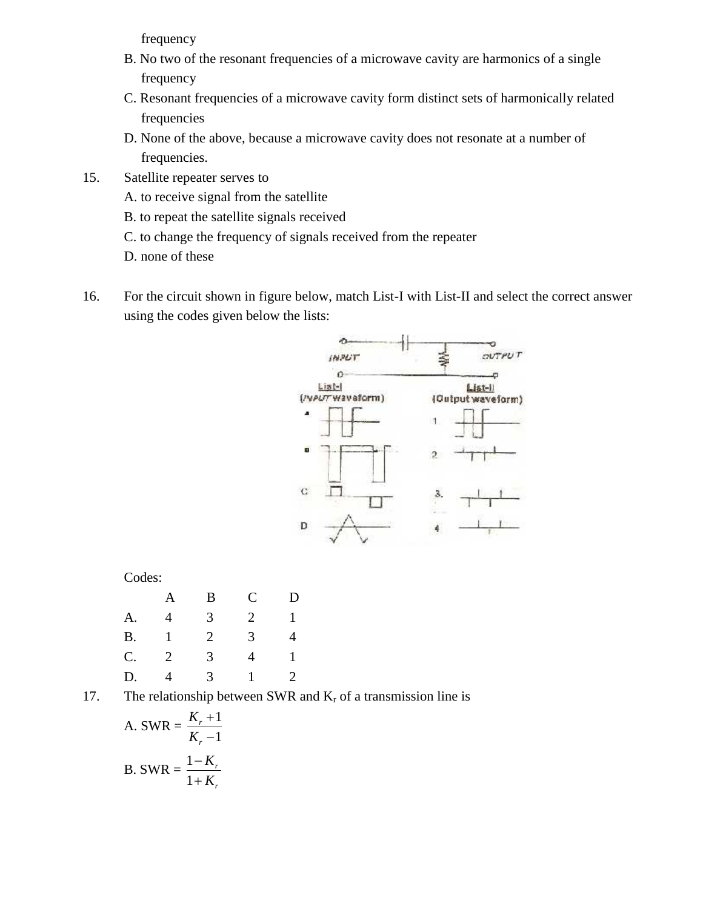frequency

B. No two of the resonant frequencies of a microwave cavity are harmonics of a single frequency

C. Resonant frequencies of a microwave cavity form distinct sets of harmonically related frequencies

D. None of the above, because a microwave cavity does not resonate at a number of frequencies.

15. Satellite repeater serves to

A. to receive signal from the satellite

B. to repeat the satellite signals received

C. to change the frequency of signals received from the repeater

D. none of these

16. For the circuit shown in figure below, match List-I with List-II and select the correct answer using the codes given below the lists:

Codes:

|  | A | B | C | D |
|---|---|---|---|---|
| A. | 4 | 3 | 2 | 1 |
| B. | 1 | 2 | 3 | 4 |
| C. | 2 | 3 | 4 | 1 |
| D. | 4 | 3 | 1 | 2 |

17. The relationship between SWR and $K_r$ of a transmission line is

A. SWR = $\frac{K_r + 1}{K_r - 1}$

B. SWR = $\frac{1 - K_r}{1 + K_r}$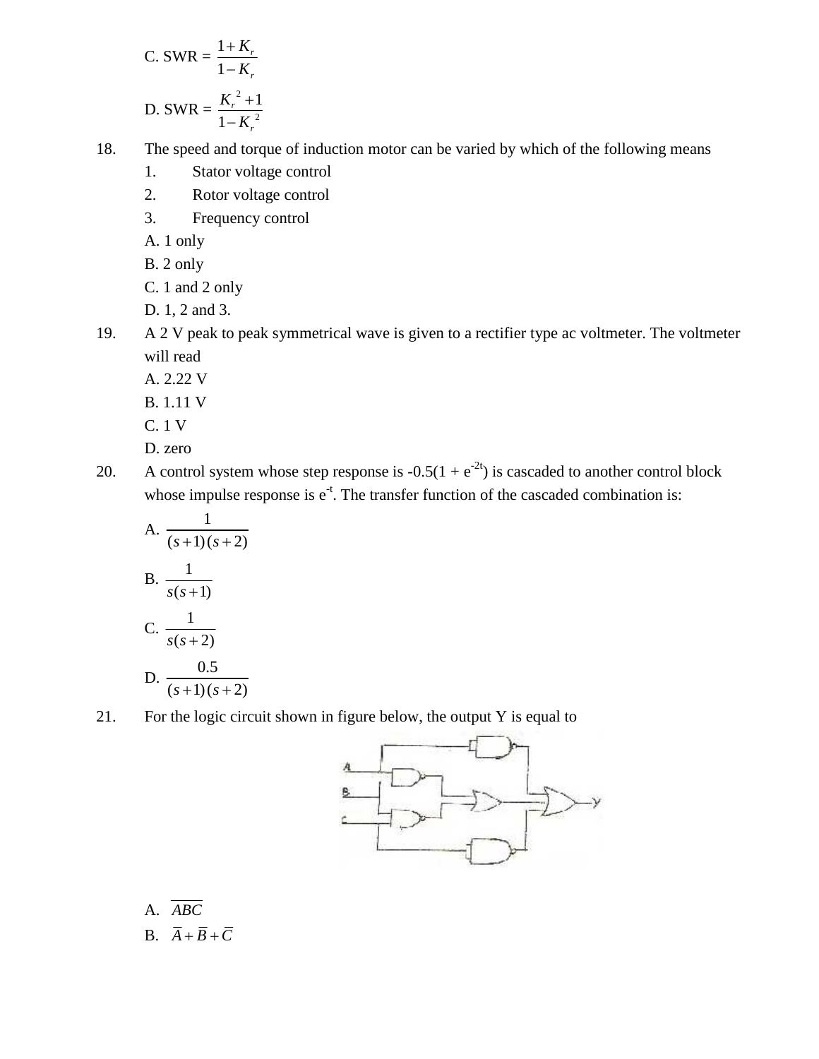C. SWR = $\dfrac{1+K_r}{1-K_r}$

D. SWR = $\dfrac{K_r^{\,2}+1}{1-K_r^{\,2}}$

18. The speed and torque of induction motor can be varied by which of the following means
    1. Stator voltage control
    2. Rotor voltage control
    3. Frequency control

    A. 1 only
    B. 2 only
    C. 1 and 2 only
    D. 1, 2 and 3.

19. A 2 V peak to peak symmetrical wave is given to a rectifier type ac voltmeter. The voltmeter will read

    A. 2.22 V
    B. 1.11 V
    C. 1 V
    D. zero

20. A control system whose step response is $-0.5(1 + e^{-2t})$ is cascaded to another control block whose impulse response is $e^{-t}$. The transfer function of the cascaded combination is:

    A. $\dfrac{1}{(s+1)(s+2)}$

    B. $\dfrac{1}{s(s+1)}$

    C. $\dfrac{1}{s(s+2)}$

    D. $\dfrac{0.5}{(s+1)(s+2)}$

21. For the logic circuit shown in figure below, the output Y is equal to

    A. $\overline{ABC}$

    B. $\overline{A}+\overline{B}+\overline{C}$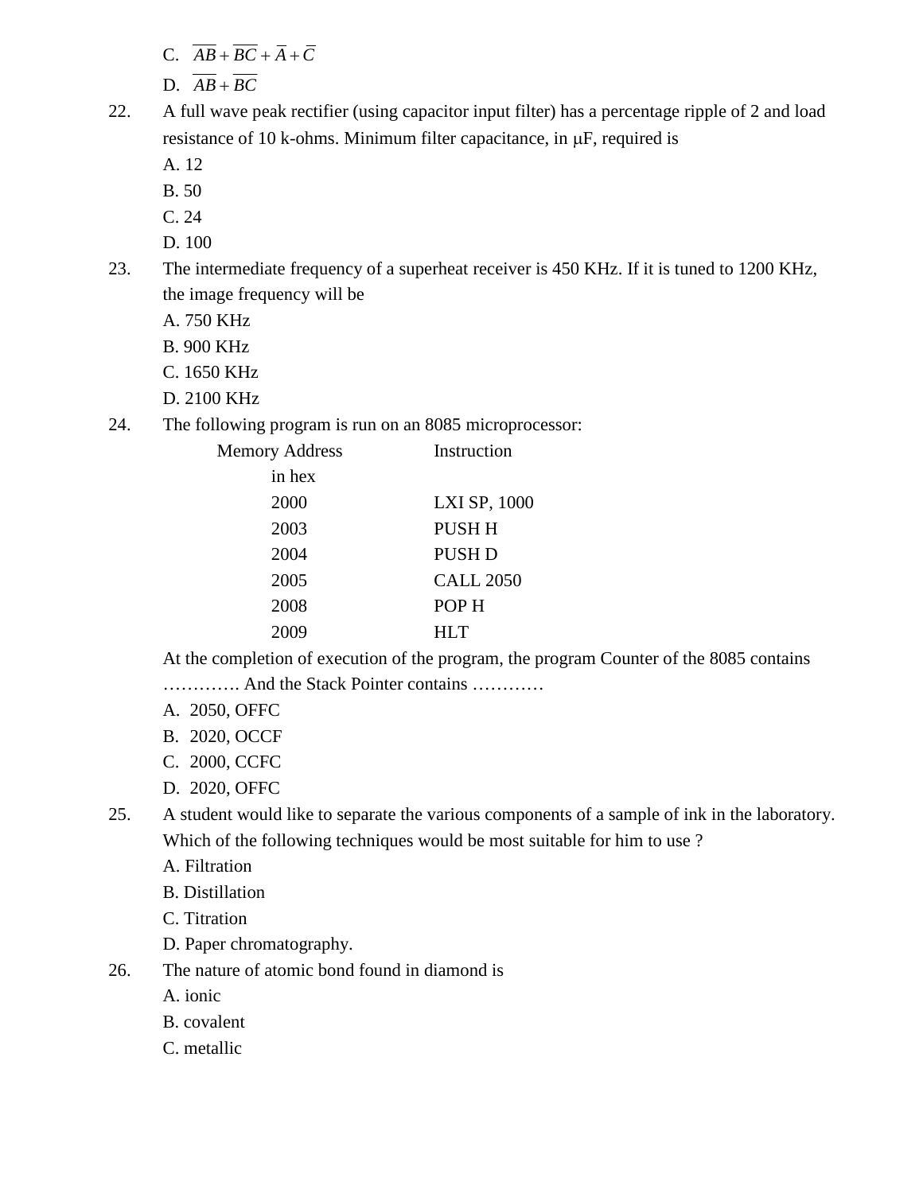C. $\overline{AB} + \overline{BC} + \overline{A} + \overline{C}$

D. $\overline{AB} + \overline{BC}$

22. A full wave peak rectifier (using capacitor input filter) has a percentage ripple of 2 and load resistance of 10 k-ohms. Minimum filter capacitance, in μF, required is

A. 12

B. 50

C. 24

D. 100

23. The intermediate frequency of a superheat receiver is 450 KHz. If it is tuned to 1200 KHz, the image frequency will be

A. 750 KHz

B. 900 KHz

C. 1650 KHz

D. 2100 KHz

24. The following program is run on an 8085 microprocessor:

| Memory Address in hex | Instruction |
|---|---|
| 2000 | LXI SP, 1000 |
| 2003 | PUSH H |
| 2004 | PUSH D |
| 2005 | CALL 2050 |
| 2008 | POP H |
| 2009 | HLT |

At the completion of execution of the program, the program Counter of the 8085 contains …………. And the Stack Pointer contains …………

A. 2050, OFFC

B. 2020, OCCF

C. 2000, CCFC

D. 2020, OFFC

25. A student would like to separate the various components of a sample of ink in the laboratory. Which of the following techniques would be most suitable for him to use ?

A. Filtration

B. Distillation

C. Titration

D. Paper chromatography.

26. The nature of atomic bond found in diamond is

A. ionic

B. covalent

C. metallic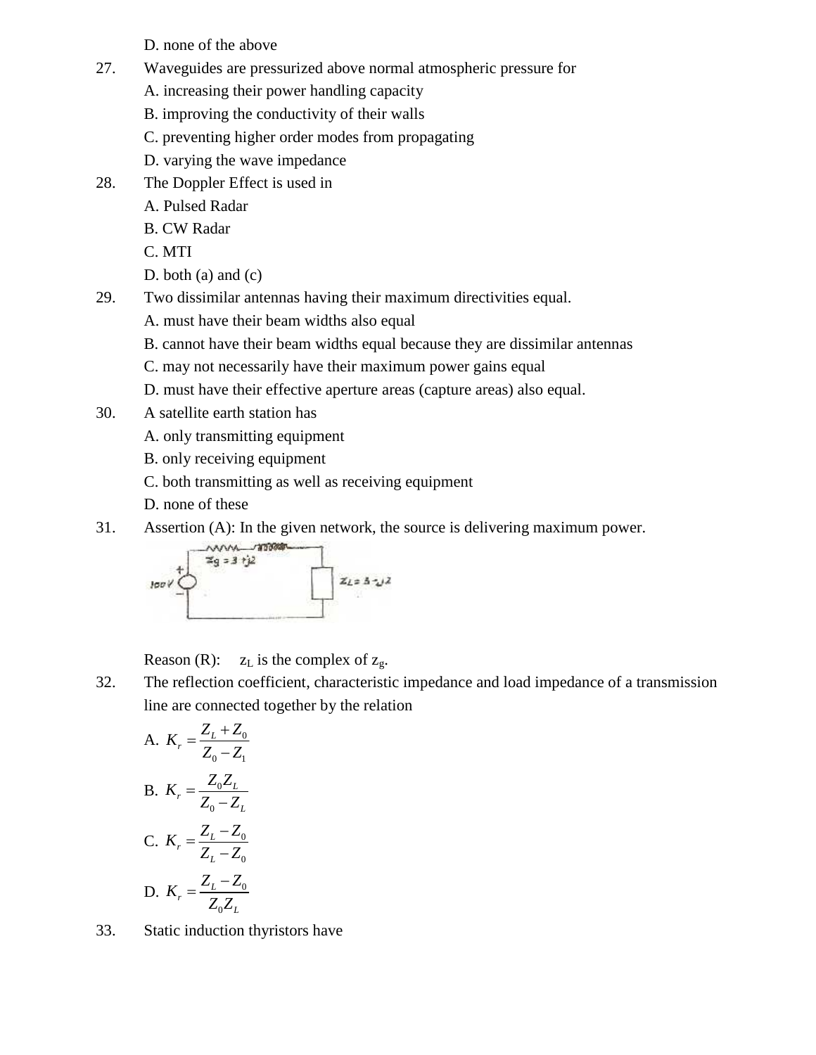D. none of the above

27. Waveguides are pressurized above normal atmospheric pressure for
    A. increasing their power handling capacity
    B. improving the conductivity of their walls
    C. preventing higher order modes from propagating
    D. varying the wave impedance

28. The Doppler Effect is used in
    A. Pulsed Radar
    B. CW Radar
    C. MTI
    D. both (a) and (c)

29. Two dissimilar antennas having their maximum directivities equal.
    A. must have their beam widths also equal
    B. cannot have their beam widths equal because they are dissimilar antennas
    C. may not necessarily have their maximum power gains equal
    D. must have their effective aperture areas (capture areas) also equal.

30. A satellite earth station has
    A. only transmitting equipment
    B. only receiving equipment
    C. both transmitting as well as receiving equipment
    D. none of these

31. Assertion (A): In the given network, the source is delivering maximum power.

    Reason (R): $z_L$ is the complex of $z_g$.

32. The reflection coefficient, characteristic impedance and load impedance of a transmission line are connected together by the relation
    A. $K_r = \dfrac{Z_L + Z_0}{Z_0 - Z_1}$
    B. $K_r = \dfrac{Z_0 Z_L}{Z_0 - Z_L}$
    C. $K_r = \dfrac{Z_L - Z_0}{Z_L - Z_0}$
    D. $K_r = \dfrac{Z_L - Z_0}{Z_0 Z_L}$

33. Static induction thyristors have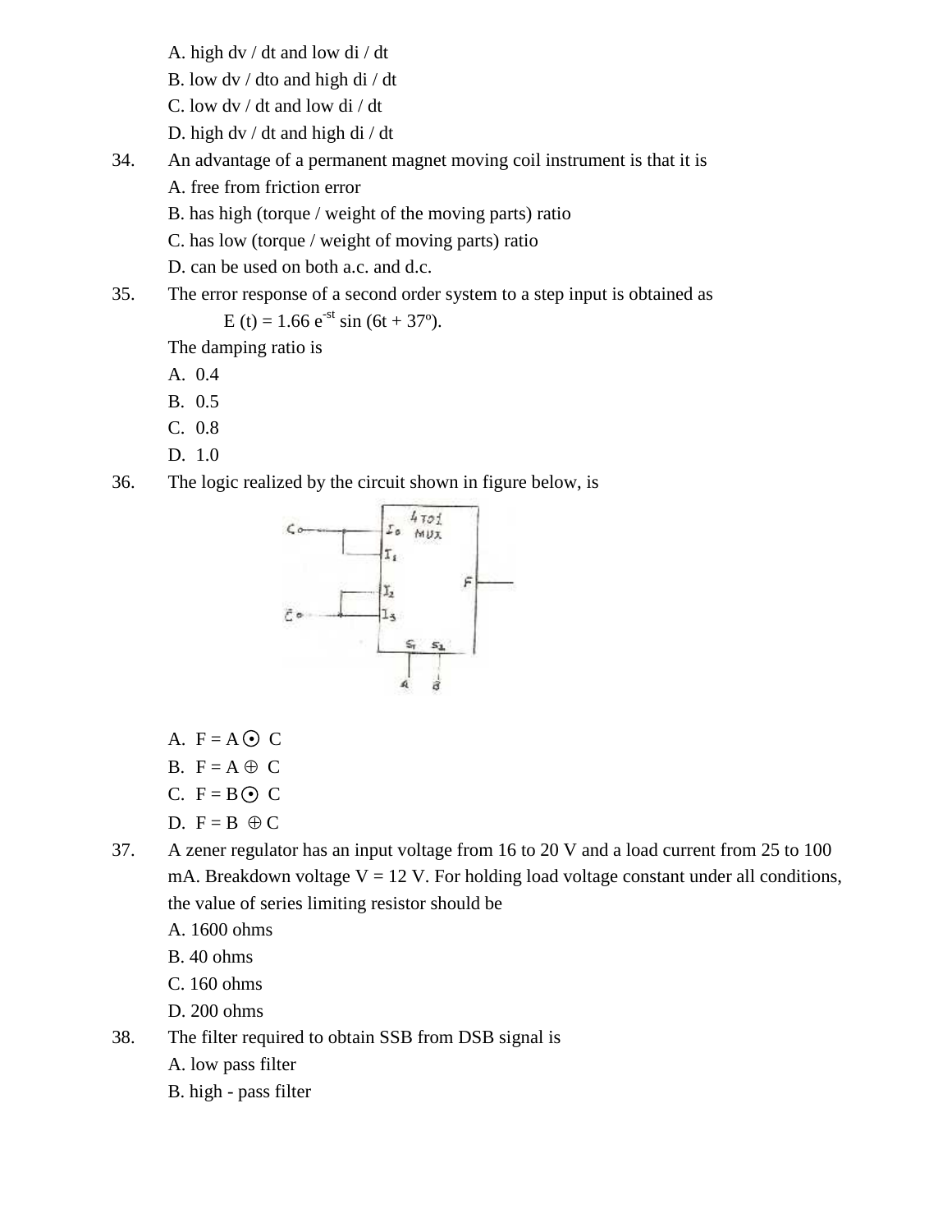A. high dv / dt and low di / dt

B. low dv / dto and high di / dt

C. low dv / dt and low di / dt

D. high dv / dt and high di / dt

34. An advantage of a permanent magnet moving coil instrument is that it is

A. free from friction error

B. has high (torque / weight of the moving parts) ratio

C. has low (torque / weight of moving parts) ratio

D. can be used on both a.c. and d.c.

35. The error response of a second order system to a step input is obtained as

$$E(t) = 1.66\, e^{-st} \sin(6t + 37^{\circ}).$$

The damping ratio is

A. 0.4

B. 0.5

C. 0.8

D. 1.0

36. The logic realized by the circuit shown in figure below, is

A. $F = A \odot C$

B. $F = A \oplus C$

C. $F = B \odot C$

D. $F = B \oplus C$

37. A zener regulator has an input voltage from 16 to 20 V and a load current from 25 to 100 mA. Breakdown voltage V = 12 V. For holding load voltage constant under all conditions, the value of series limiting resistor should be

A. 1600 ohms

B. 40 ohms

C. 160 ohms

D. 200 ohms

38. The filter required to obtain SSB from DSB signal is

A. low pass filter

B. high - pass filter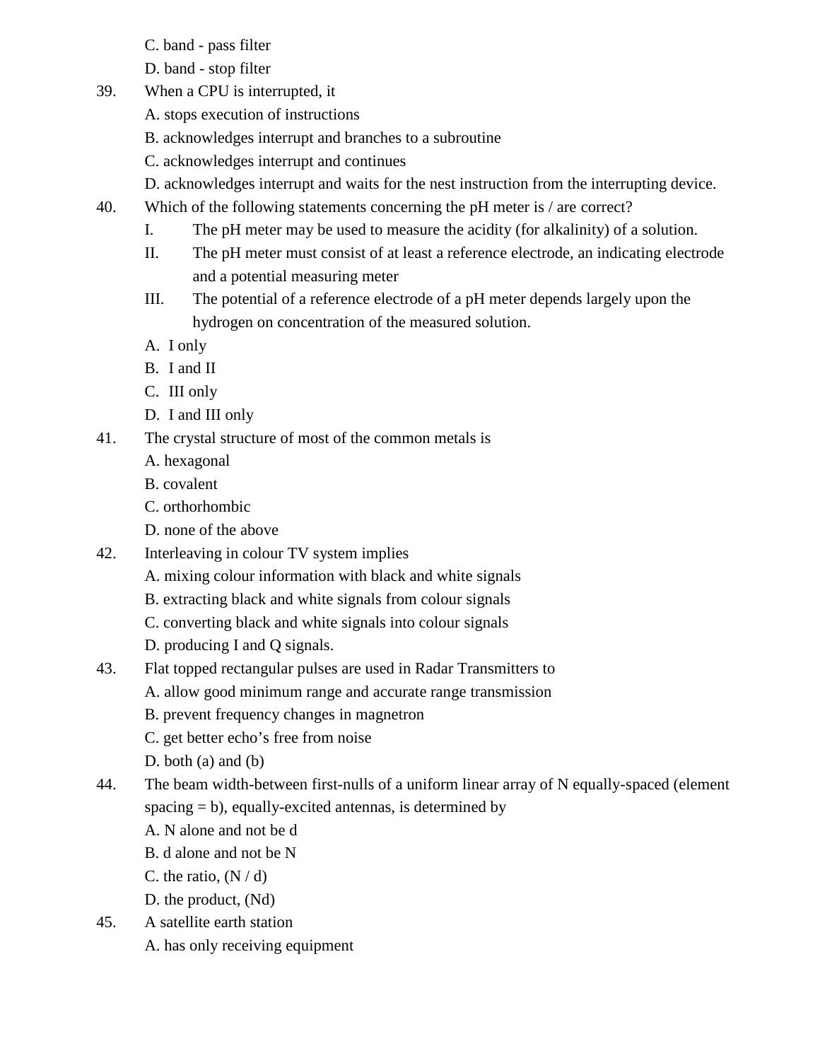C. band - pass filter

D. band - stop filter

39. When a CPU is interrupted, it

A. stops execution of instructions

B. acknowledges interrupt and branches to a subroutine

C. acknowledges interrupt and continues

D. acknowledges interrupt and waits for the nest instruction from the interrupting device.

40. Which of the following statements concerning the pH meter is / are correct?

I. The pH meter may be used to measure the acidity (for alkalinity) of a solution.

II. The pH meter must consist of at least a reference electrode, an indicating electrode and a potential measuring meter

III. The potential of a reference electrode of a pH meter depends largely upon the hydrogen on concentration of the measured solution.

A. I only

B. I and II

C. III only

D. I and III only

41. The crystal structure of most of the common metals is

A. hexagonal

B. covalent

C. orthorhombic

D. none of the above

42. Interleaving in colour TV system implies

A. mixing colour information with black and white signals

B. extracting black and white signals from colour signals

C. converting black and white signals into colour signals

D. producing I and Q signals.

43. Flat topped rectangular pulses are used in Radar Transmitters to

A. allow good minimum range and accurate range transmission

B. prevent frequency changes in magnetron

C. get better echo's free from noise

D. both (a) and (b)

44. The beam width-between first-nulls of a uniform linear array of N equally-spaced (element spacing = b), equally-excited antennas, is determined by

A. N alone and not be d

B. d alone and not be N

C. the ratio, (N / d)

D. the product, (Nd)

45. A satellite earth station

A. has only receiving equipment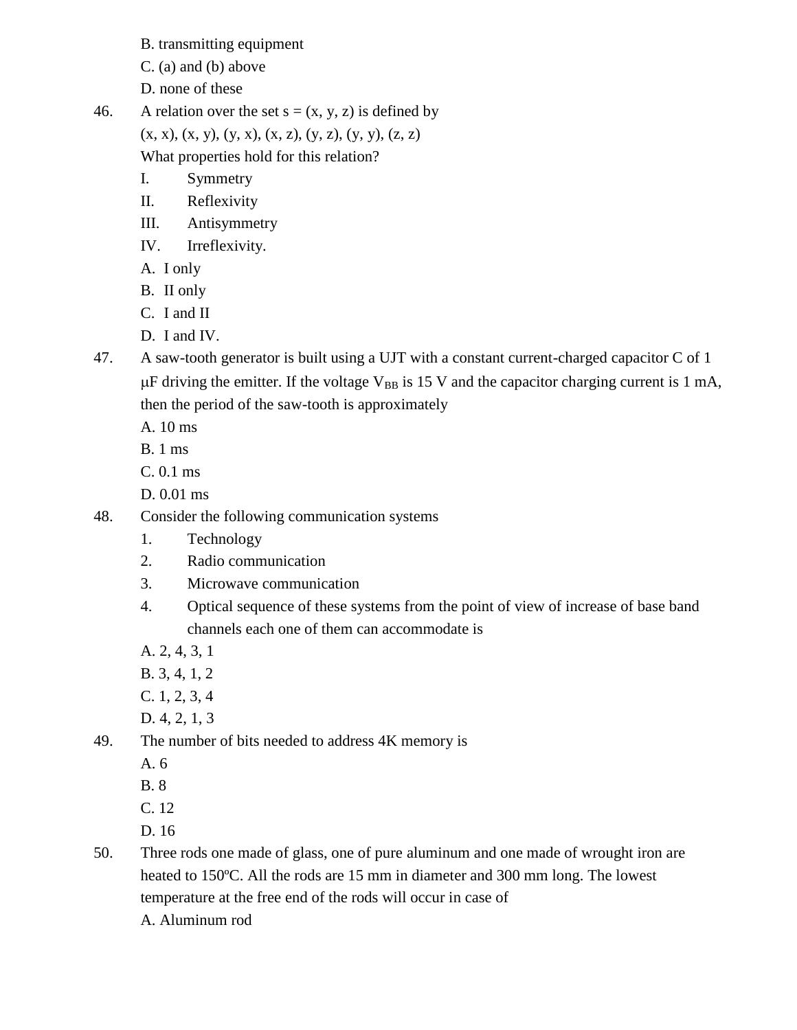B. transmitting equipment

C. (a) and (b) above

D. none of these

46. A relation over the set s = (x, y, z) is defined by

(x, x), (x, y), (y, x), (x, z), (y, z), (y, y), (z, z)

What properties hold for this relation?

I. Symmetry

II. Reflexivity

III. Antisymmetry

IV. Irreflexivity.

A. I only

B. II only

C. I and II

D. I and IV.

47. A saw-tooth generator is built using a UJT with a constant current-charged capacitor C of 1 μF driving the emitter. If the voltage $V_{BB}$ is 15 V and the capacitor charging current is 1 mA, then the period of the saw-tooth is approximately

A. 10 ms

B. 1 ms

C. 0.1 ms

D. 0.01 ms

48. Consider the following communication systems

1. Technology
2. Radio communication
3. Microwave communication
4. Optical sequence of these systems from the point of view of increase of base band channels each one of them can accommodate is

A. 2, 4, 3, 1

B. 3, 4, 1, 2

C. 1, 2, 3, 4

D. 4, 2, 1, 3

49. The number of bits needed to address 4K memory is

A. 6

B. 8

C. 12

D. 16

50. Three rods one made of glass, one of pure aluminum and one made of wrought iron are heated to 150ºC. All the rods are 15 mm in diameter and 300 mm long. The lowest temperature at the free end of the rods will occur in case of

A. Aluminum rod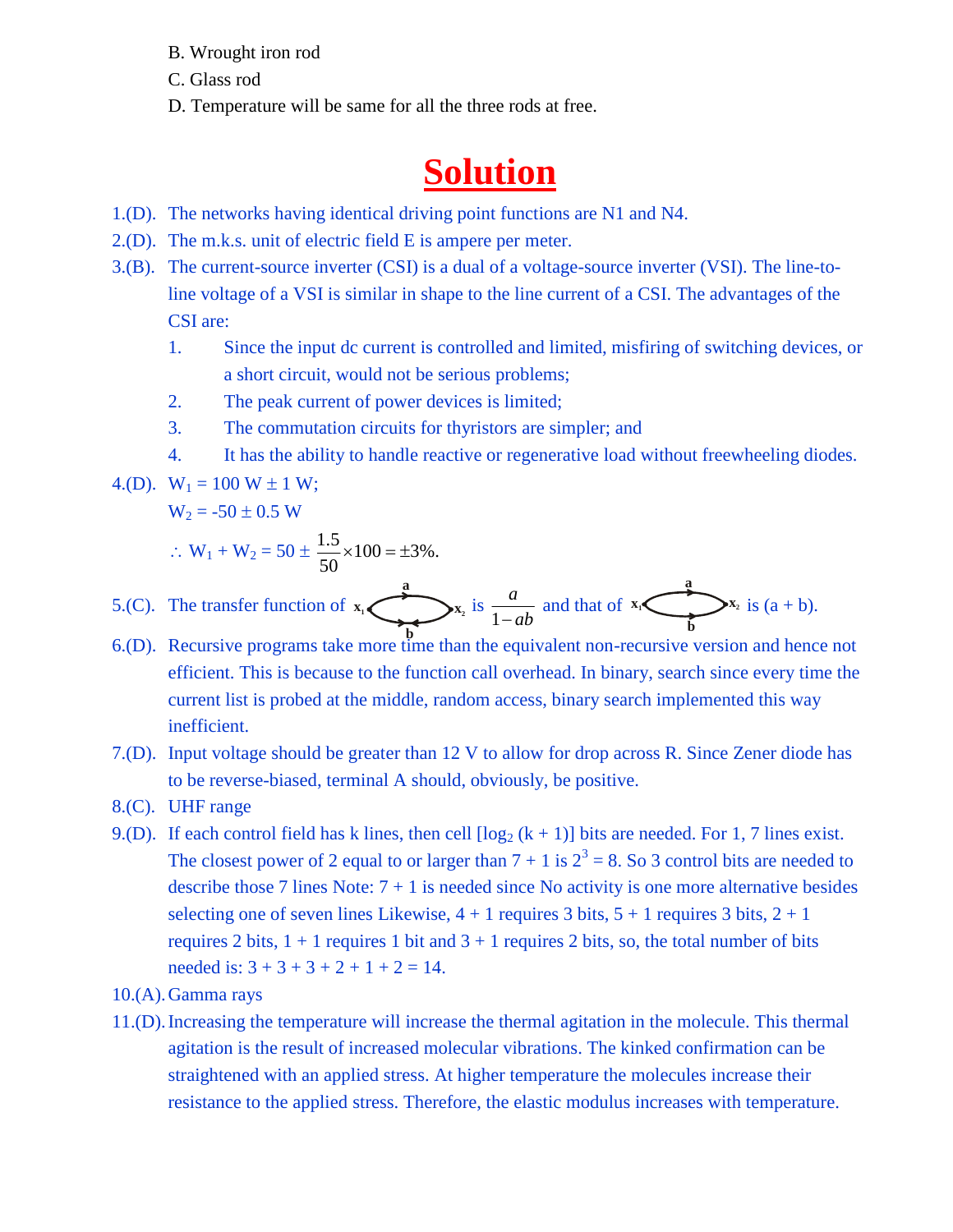B. Wrought iron rod

C. Glass rod

D. Temperature will be same for all the three rods at free.

# Solution

1.(D). The networks having identical driving point functions are N1 and N4.

2.(D). The m.k.s. unit of electric field E is ampere per meter.

3.(B). The current-source inverter (CSI) is a dual of a voltage-source inverter (VSI). The line-to-line voltage of a VSI is similar in shape to the line current of a CSI. The advantages of the CSI are:

1. Since the input dc current is controlled and limited, misfiring of switching devices, or a short circuit, would not be serious problems;
2. The peak current of power devices is limited;
3. The commutation circuits for thyristors are simpler; and
4. It has the ability to handle reactive or regenerative load without freewheeling diodes.

4.(D). $W_1 = 100 \text{ W} \pm 1 \text{ W}$;

$W_2 = -50 \pm 0.5 \text{ W}$

$\therefore\ W_1 + W_2 = 50 \pm \frac{1.5}{50} \times 100 = \pm 3\%.$

5.(C). The transfer function of $x_1$ —(a forward, b backward)— $x_2$ is $\frac{a}{1-ab}$ and that of $x_1$ —(a forward, b forward)— $x_2$ is (a + b).

6.(D). Recursive programs take more time than the equivalent non-recursive version and hence not efficient. This is because to the function call overhead. In binary, search since every time the current list is probed at the middle, random access, binary search implemented this way inefficient.

7.(D). Input voltage should be greater than 12 V to allow for drop across R. Since Zener diode has to be reverse-biased, terminal A should, obviously, be positive.

8.(C). UHF range

9.(D). If each control field has k lines, then cell $[\log_2 (k + 1)]$ bits are needed. For 1, 7 lines exist. The closest power of 2 equal to or larger than 7 + 1 is $2^3 = 8$. So 3 control bits are needed to describe those 7 lines Note: 7 + 1 is needed since No activity is one more alternative besides selecting one of seven lines Likewise, 4 + 1 requires 3 bits, 5 + 1 requires 3 bits, 2 + 1 requires 2 bits, 1 + 1 requires 1 bit and 3 + 1 requires 2 bits, so, the total number of bits needed is: 3 + 3 + 3 + 2 + 1 + 2 = 14.

10.(A). Gamma rays

11.(D). Increasing the temperature will increase the thermal agitation in the molecule. This thermal agitation is the result of increased molecular vibrations. The kinked confirmation can be straightened with an applied stress. At higher temperature the molecules increase their resistance to the applied stress. Therefore, the elastic modulus increases with temperature.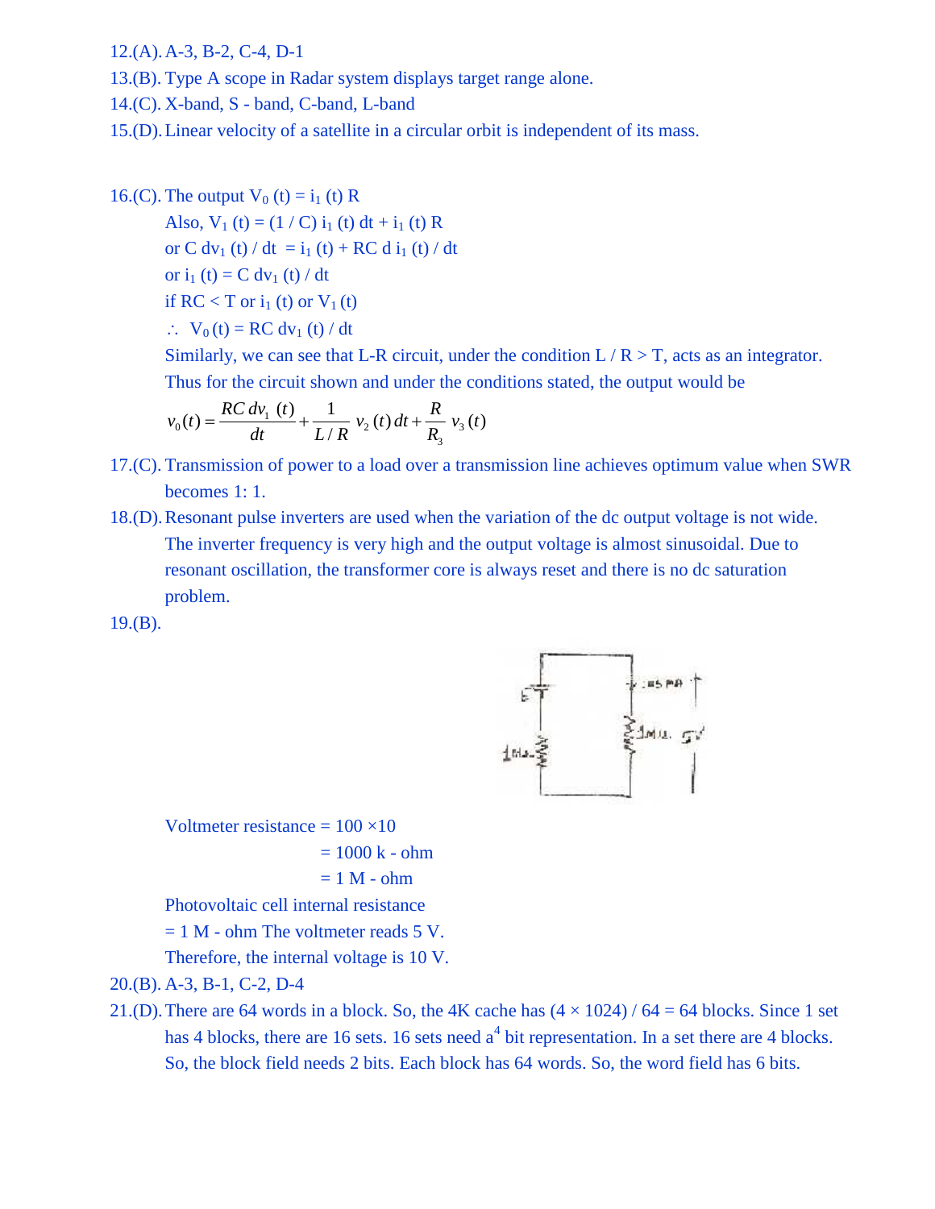12.(A). A-3, B-2, C-4, D-1

13.(B). Type A scope in Radar system displays target range alone.

14.(C). X-band, S - band, C-band, L-band

15.(D). Linear velocity of a satellite in a circular orbit is independent of its mass.

16.(C). The output $V_0(t) = i_1(t) R$

Also, $V_1(t) = (1 / C)\, i_1(t)\, dt + i_1(t) R$

or $C\, dv_1(t) / dt = i_1(t) + RC\, d\, i_1(t) / dt$

or $i_1(t) = C\, dv_1(t) / dt$

if $RC < T$ or $i_1(t)$ or $V_1(t)$

$\therefore\ V_0(t) = RC\, dv_1(t) / dt$

Similarly, we can see that L-R circuit, under the condition $L / R > T$, acts as an integrator.

Thus for the circuit shown and under the conditions stated, the output would be

$$v_0(t) = \frac{RC\, dv_1(t)}{dt} + \frac{1}{L/R}\, v_2(t)\, dt + \frac{R}{R_3}\, v_3(t)$$

17.(C). Transmission of power to a load over a transmission line achieves optimum value when SWR becomes 1: 1.

18.(D). Resonant pulse inverters are used when the variation of the dc output voltage is not wide. The inverter frequency is very high and the output voltage is almost sinusoidal. Due to resonant oscillation, the transformer core is always reset and there is no dc saturation problem.

19.(B).

Voltmeter resistance = 100 ×10

= 1000 k - ohm

= 1 M - ohm

Photovoltaic cell internal resistance

= 1 M - ohm The voltmeter reads 5 V.

Therefore, the internal voltage is 10 V.

20.(B). A-3, B-1, C-2, D-4

21.(D). There are 64 words in a block. So, the 4K cache has (4 × 1024) / 64 = 64 blocks. Since 1 set has 4 blocks, there are 16 sets. 16 sets need $a^4$ bit representation. In a set there are 4 blocks. So, the block field needs 2 bits. Each block has 64 words. So, the word field has 6 bits.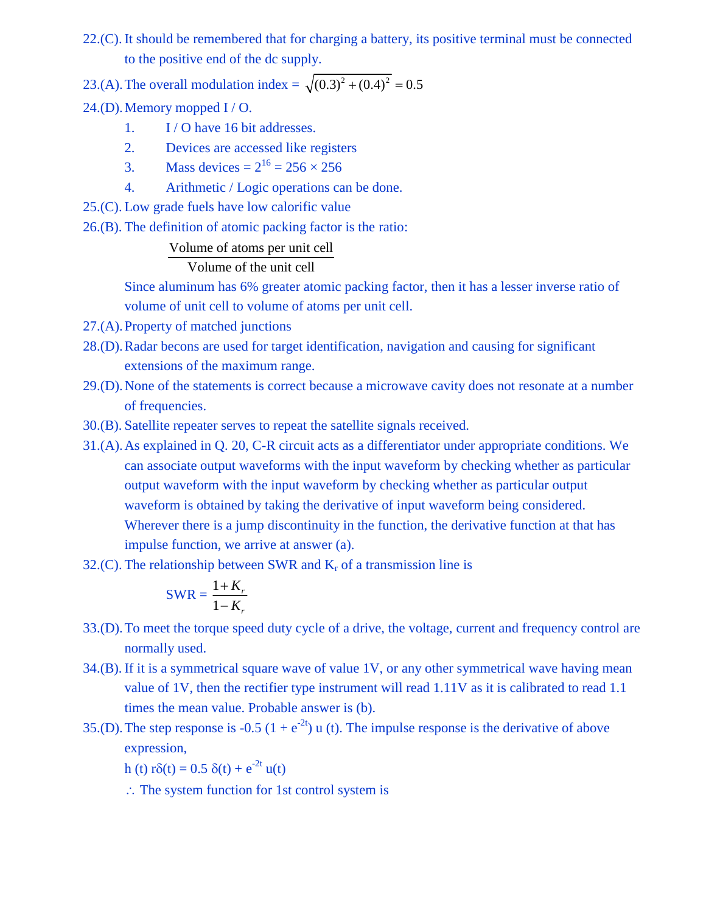22.(C). It should be remembered that for charging a battery, its positive terminal must be connected to the positive end of the dc supply.

23.(A). The overall modulation index = $\sqrt{(0.3)^2 + (0.4)^2} = 0.5$

24.(D). Memory mopped I / O.

1. I / O have 16 bit addresses.
2. Devices are accessed like registers
3. Mass devices = $2^{16}$ = 256 × 256
4. Arithmetic / Logic operations can be done.

25.(C). Low grade fuels have low calorific value

26.(B). The definition of atomic packing factor is the ratio:

$$\frac{\text{Volume of atoms per unit cell}}{\text{Volume of the unit cell}}$$

Since aluminum has 6% greater atomic packing factor, then it has a lesser inverse ratio of volume of unit cell to volume of atoms per unit cell.

27.(A). Property of matched junctions

28.(D). Radar becons are used for target identification, navigation and causing for significant extensions of the maximum range.

29.(D). None of the statements is correct because a microwave cavity does not resonate at a number of frequencies.

30.(B). Satellite repeater serves to repeat the satellite signals received.

31.(A). As explained in Q. 20, C-R circuit acts as a differentiator under appropriate conditions. We can associate output waveforms with the input waveform by checking whether as particular output waveform with the input waveform by checking whether as particular output waveform is obtained by taking the derivative of input waveform being considered. Wherever there is a jump discontinuity in the function, the derivative function at that has impulse function, we arrive at answer (a).

32.(C). The relationship between SWR and $K_r$ of a transmission line is

$$\text{SWR} = \frac{1+K_r}{1-K_r}$$

33.(D). To meet the torque speed duty cycle of a drive, the voltage, current and frequency control are normally used.

34.(B). If it is a symmetrical square wave of value 1V, or any other symmetrical wave having mean value of 1V, then the rectifier type instrument will read 1.11V as it is calibrated to read 1.1 times the mean value. Probable answer is (b).

35.(D). The step response is -0.5 (1 + $e^{-2t}$) u (t). The impulse response is the derivative of above expression,

h (t) rδ(t) = 0.5 δ(t) + $e^{-2t}$ u(t)

∴ The system function for 1st control system is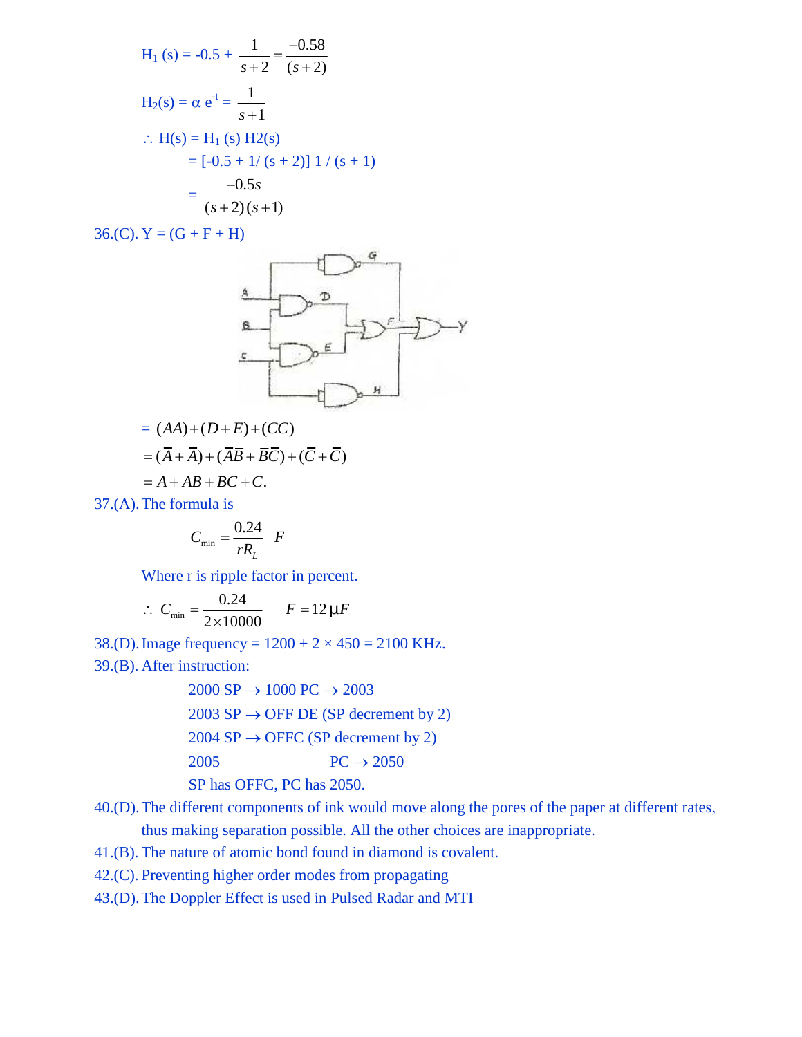$H_1(s) = -0.5 + \dfrac{1}{s+2} = \dfrac{-0.58}{(s+2)}$

$H_2(s) = \alpha\, e^{-t} = \dfrac{1}{s+1}$

$\therefore$ H(s) = $H_1$ (s) H2(s)

= [-0.5 + 1/ (s + 2)] 1 / (s + 1)

$= \dfrac{-0.5s}{(s+2)(s+1)}$

36.(C). Y = (G + F + H)

$= (\overline{A}\overline{A}) + (D + E) + (\overline{C}\overline{C})$

$= (\overline{A} + \overline{A}) + (\overline{A}\overline{B} + \overline{B}\overline{C}) + (\overline{C} + \overline{C})$

$= \overline{A} + \overline{A}\overline{B} + \overline{B}\overline{C} + \overline{C}.$

37.(A). The formula is

$$C_{\min} = \frac{0.24}{rR_L} \quad F$$

Where r is ripple factor in percent.

$$\therefore\ C_{\min} = \frac{0.24}{2 \times 10000} \quad F = 12\,\mu F$$

38.(D). Image frequency = 1200 + 2 × 450 = 2100 KHz.

39.(B). After instruction:

2000 SP $\rightarrow$ 1000 PC $\rightarrow$ 2003

2003 SP $\rightarrow$ OFF DE (SP decrement by 2)

2004 SP $\rightarrow$ OFFC (SP decrement by 2)

2005 PC $\rightarrow$ 2050

SP has OFFC, PC has 2050.

40.(D). The different components of ink would move along the pores of the paper at different rates, thus making separation possible. All the other choices are inappropriate.

41.(B). The nature of atomic bond found in diamond is covalent.

42.(C). Preventing higher order modes from propagating

43.(D). The Doppler Effect is used in Pulsed Radar and MTI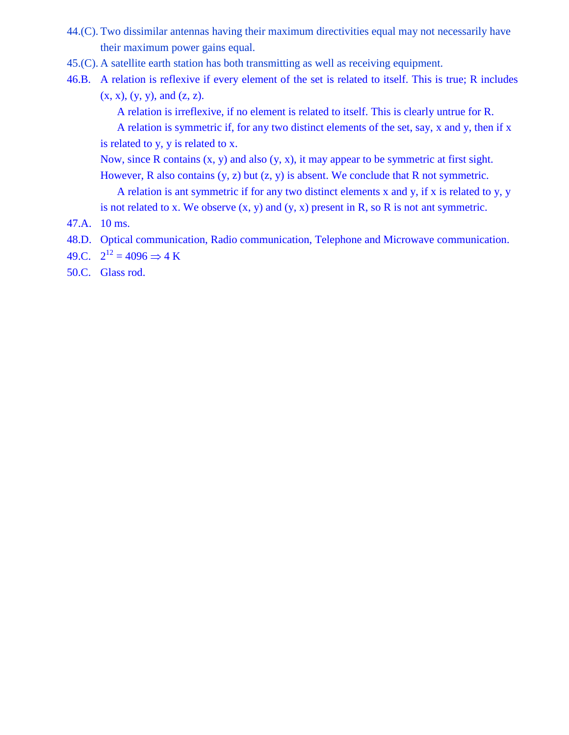44.(C). Two dissimilar antennas having their maximum directivities equal may not necessarily have their maximum power gains equal.

45.(C). A satellite earth station has both transmitting as well as receiving equipment.

46.B. A relation is reflexive if every element of the set is related to itself. This is true; R includes (x, x), (y, y), and (z, z).

A relation is irreflexive, if no element is related to itself. This is clearly untrue for R.

A relation is symmetric if, for any two distinct elements of the set, say, x and y, then if x is related to y, y is related to x.

Now, since R contains (x, y) and also (y, x), it may appear to be symmetric at first sight. However, R also contains (y, z) but (z, y) is absent. We conclude that R not symmetric.

A relation is ant symmetric if for any two distinct elements x and y, if x is related to y, y is not related to x. We observe (x, y) and (y, x) present in R, so R is not ant symmetric.

47.A. 10 ms.

48.D. Optical communication, Radio communication, Telephone and Microwave communication.

49.C. $2^{12} = 4096 \Rightarrow 4$ K

50.C. Glass rod.